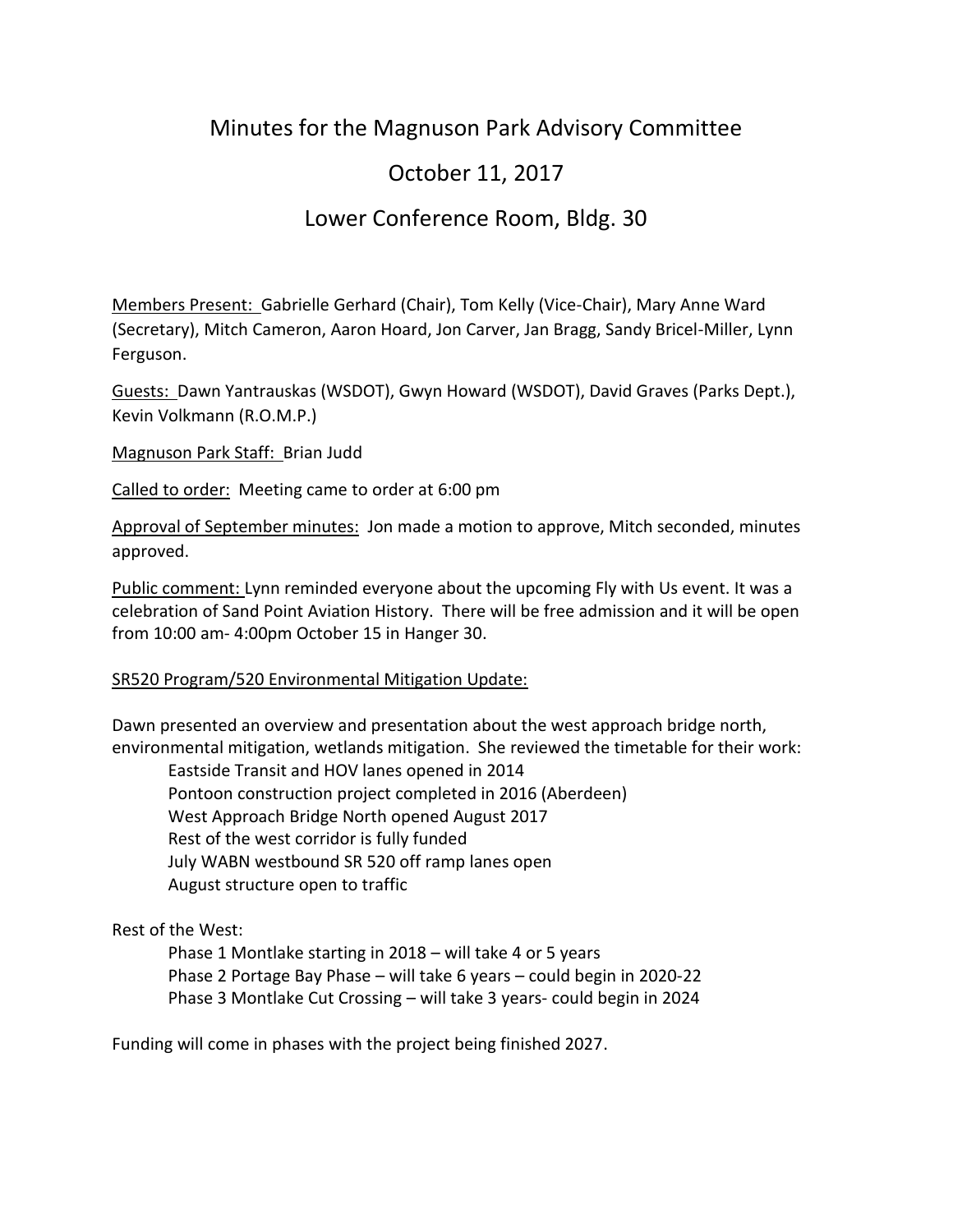# Minutes for the Magnuson Park Advisory Committee

## October 11, 2017

## Lower Conference Room, Bldg. 30

Members Present: Gabrielle Gerhard (Chair), Tom Kelly (Vice-Chair), Mary Anne Ward (Secretary), Mitch Cameron, Aaron Hoard, Jon Carver, Jan Bragg, Sandy Bricel-Miller, Lynn Ferguson.

Guests: Dawn Yantrauskas (WSDOT), Gwyn Howard (WSDOT), David Graves (Parks Dept.), Kevin Volkmann (R.O.M.P.)

Magnuson Park Staff: Brian Judd

Called to order: Meeting came to order at 6:00 pm

Approval of September minutes: Jon made a motion to approve, Mitch seconded, minutes approved.

Public comment: Lynn reminded everyone about the upcoming Fly with Us event. It was a celebration of Sand Point Aviation History. There will be free admission and it will be open from 10:00 am- 4:00pm October 15 in Hanger 30.

SR520 Program/520 Environmental Mitigation Update:

Dawn presented an overview and presentation about the west approach bridge north, environmental mitigation, wetlands mitigation. She reviewed the timetable for their work:

- Eastside Transit and HOV lanes opened in 2014
- Pontoon construction project completed in 2016 (Aberdeen)
- West Approach Bridge North opened August 2017
- Rest of the west corridor is fully funded
- July WABN westbound SR 520 off ramp lanes open
- August structure open to traffic

Rest of the West:

- Phase 1 Montlake starting in 2018 – will take 4 or 5 years
- Phase 2 Portage Bay Phase – will take 6 years – could begin in 2020-22
- Phase 3 Montlake Cut Crossing – will take 3 years- could begin in 2024

Funding will come in phases with the project being finished 2027.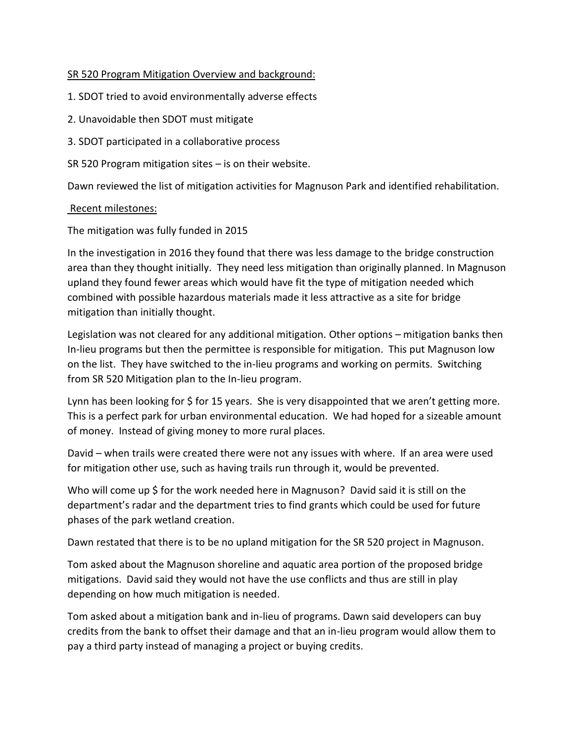SR 520 Program Mitigation Overview and background:

1. SDOT tried to avoid environmentally adverse effects
2. Unavoidable then SDOT must mitigate
3. SDOT participated in a collaborative process

SR 520 Program mitigation sites – is on their website.

Dawn reviewed the list of mitigation activities for Magnuson Park and identified rehabilitation.

Recent milestones:

The mitigation was fully funded in 2015

In the investigation in 2016 they found that there was less damage to the bridge construction area than they thought initially. They need less mitigation than originally planned. In Magnuson upland they found fewer areas which would have fit the type of mitigation needed which combined with possible hazardous materials made it less attractive as a site for bridge mitigation than initially thought.

Legislation was not cleared for any additional mitigation. Other options – mitigation banks then In-lieu programs but then the permittee is responsible for mitigation. This put Magnuson low on the list. They have switched to the in-lieu programs and working on permits. Switching from SR 520 Mitigation plan to the In-lieu program.

Lynn has been looking for $ for 15 years. She is very disappointed that we aren't getting more. This is a perfect park for urban environmental education. We had hoped for a sizeable amount of money. Instead of giving money to more rural places.

David – when trails were created there were not any issues with where. If an area were used for mitigation other use, such as having trails run through it, would be prevented.

Who will come up $ for the work needed here in Magnuson? David said it is still on the department's radar and the department tries to find grants which could be used for future phases of the park wetland creation.

Dawn restated that there is to be no upland mitigation for the SR 520 project in Magnuson.

Tom asked about the Magnuson shoreline and aquatic area portion of the proposed bridge mitigations. David said they would not have the use conflicts and thus are still in play depending on how much mitigation is needed.

Tom asked about a mitigation bank and in-lieu of programs. Dawn said developers can buy credits from the bank to offset their damage and that an in-lieu program would allow them to pay a third party instead of managing a project or buying credits.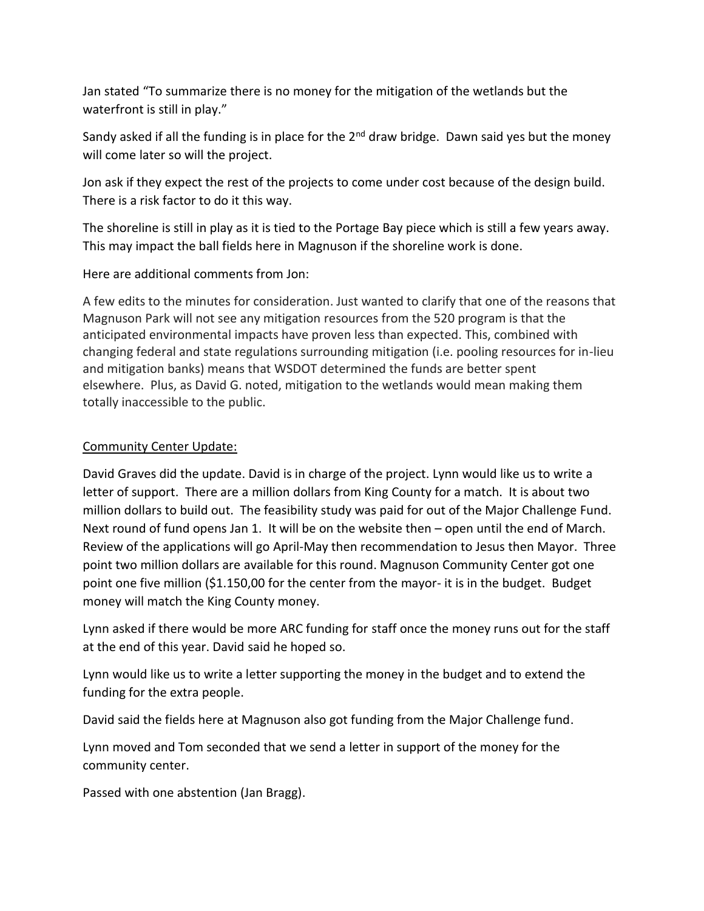Jan stated "To summarize there is no money for the mitigation of the wetlands but the waterfront is still in play."

Sandy asked if all the funding is in place for the 2[nd] draw bridge. Dawn said yes but the money will come later so will the project.

Jon ask if they expect the rest of the projects to come under cost because of the design build. There is a risk factor to do it this way.

The shoreline is still in play as it is tied to the Portage Bay piece which is still a few years away. This may impact the ball fields here in Magnuson if the shoreline work is done.

Here are additional comments from Jon:

A few edits to the minutes for consideration. Just wanted to clarify that one of the reasons that Magnuson Park will not see any mitigation resources from the 520 program is that the anticipated environmental impacts have proven less than expected. This, combined with changing federal and state regulations surrounding mitigation (i.e. pooling resources for in-lieu and mitigation banks) means that WSDOT determined the funds are better spent elsewhere. Plus, as David G. noted, mitigation to the wetlands would mean making them totally inaccessible to the public.

<u>Community Center Update:</u>

David Graves did the update. David is in charge of the project. Lynn would like us to write a letter of support. There are a million dollars from King County for a match. It is about two million dollars to build out. The feasibility study was paid for out of the Major Challenge Fund. Next round of fund opens Jan 1. It will be on the website then – open until the end of March. Review of the applications will go April-May then recommendation to Jesus then Mayor. Three point two million dollars are available for this round. Magnuson Community Center got one point one five million ($1.150,00 for the center from the mayor- it is in the budget. Budget money will match the King County money.

Lynn asked if there would be more ARC funding for staff once the money runs out for the staff at the end of this year. David said he hoped so.

Lynn would like us to write a letter supporting the money in the budget and to extend the funding for the extra people.

David said the fields here at Magnuson also got funding from the Major Challenge fund.

Lynn moved and Tom seconded that we send a letter in support of the money for the community center.

Passed with one abstention (Jan Bragg).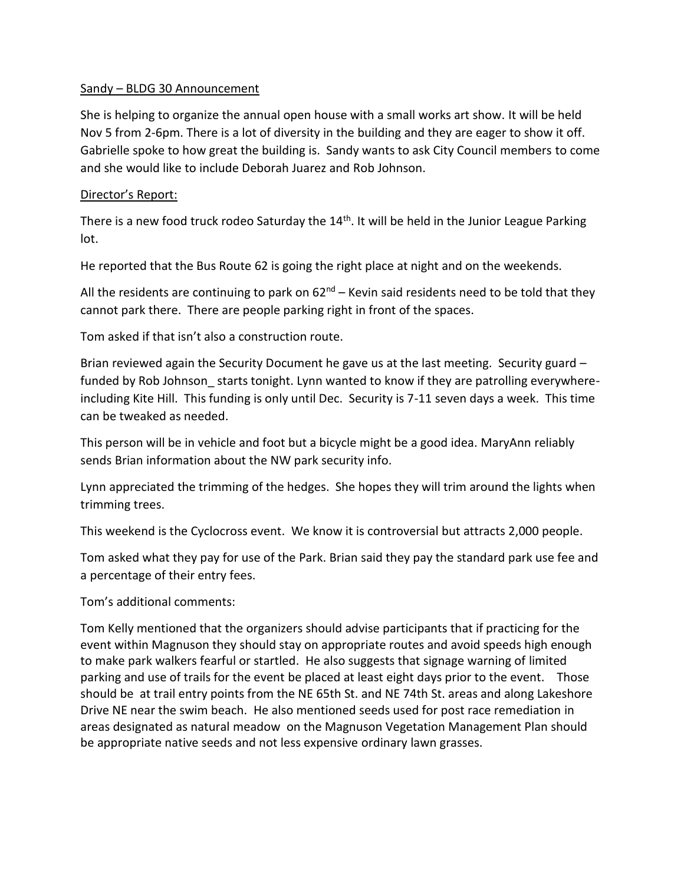Sandy – BLDG 30 Announcement

She is helping to organize the annual open house with a small works art show. It will be held Nov 5 from 2-6pm. There is a lot of diversity in the building and they are eager to show it off. Gabrielle spoke to how great the building is. Sandy wants to ask City Council members to come and she would like to include Deborah Juarez and Rob Johnson.

Director's Report:

There is a new food truck rodeo Saturday the 14th. It will be held in the Junior League Parking lot.

He reported that the Bus Route 62 is going the right place at night and on the weekends.

All the residents are continuing to park on 62nd – Kevin said residents need to be told that they cannot park there. There are people parking right in front of the spaces.

Tom asked if that isn't also a construction route.

Brian reviewed again the Security Document he gave us at the last meeting. Security guard – funded by Rob Johnson_ starts tonight. Lynn wanted to know if they are patrolling everywhere- including Kite Hill. This funding is only until Dec. Security is 7-11 seven days a week. This time can be tweaked as needed.

This person will be in vehicle and foot but a bicycle might be a good idea. MaryAnn reliably sends Brian information about the NW park security info.

Lynn appreciated the trimming of the hedges. She hopes they will trim around the lights when trimming trees.

This weekend is the Cyclocross event. We know it is controversial but attracts 2,000 people.

Tom asked what they pay for use of the Park. Brian said they pay the standard park use fee and a percentage of their entry fees.

Tom's additional comments:

Tom Kelly mentioned that the organizers should advise participants that if practicing for the event within Magnuson they should stay on appropriate routes and avoid speeds high enough to make park walkers fearful or startled. He also suggests that signage warning of limited parking and use of trails for the event be placed at least eight days prior to the event. Those should be at trail entry points from the NE 65th St. and NE 74th St. areas and along Lakeshore Drive NE near the swim beach. He also mentioned seeds used for post race remediation in areas designated as natural meadow on the Magnuson Vegetation Management Plan should be appropriate native seeds and not less expensive ordinary lawn grasses.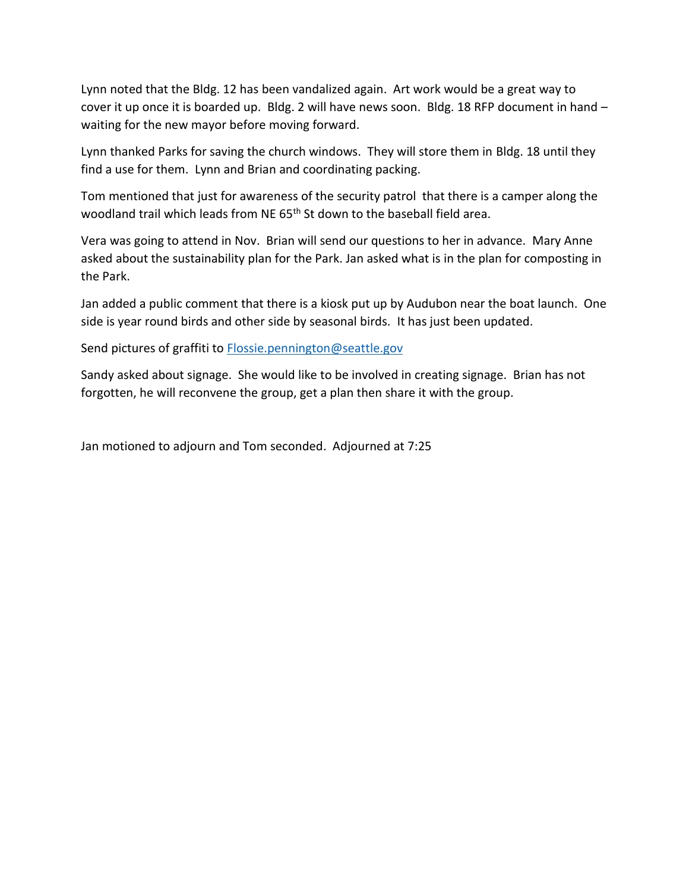Lynn noted that the Bldg. 12 has been vandalized again. Art work would be a great way to cover it up once it is boarded up. Bldg. 2 will have news soon. Bldg. 18 RFP document in hand – waiting for the new mayor before moving forward.

Lynn thanked Parks for saving the church windows. They will store them in Bldg. 18 until they find a use for them. Lynn and Brian and coordinating packing.

Tom mentioned that just for awareness of the security patrol that there is a camper along the woodland trail which leads from NE 65th St down to the baseball field area.

Vera was going to attend in Nov. Brian will send our questions to her in advance. Mary Anne asked about the sustainability plan for the Park. Jan asked what is in the plan for composting in the Park.

Jan added a public comment that there is a kiosk put up by Audubon near the boat launch. One side is year round birds and other side by seasonal birds. It has just been updated.

Send pictures of graffiti to Flossie.pennington@seattle.gov

Sandy asked about signage. She would like to be involved in creating signage. Brian has not forgotten, he will reconvene the group, get a plan then share it with the group.

Jan motioned to adjourn and Tom seconded. Adjourned at 7:25